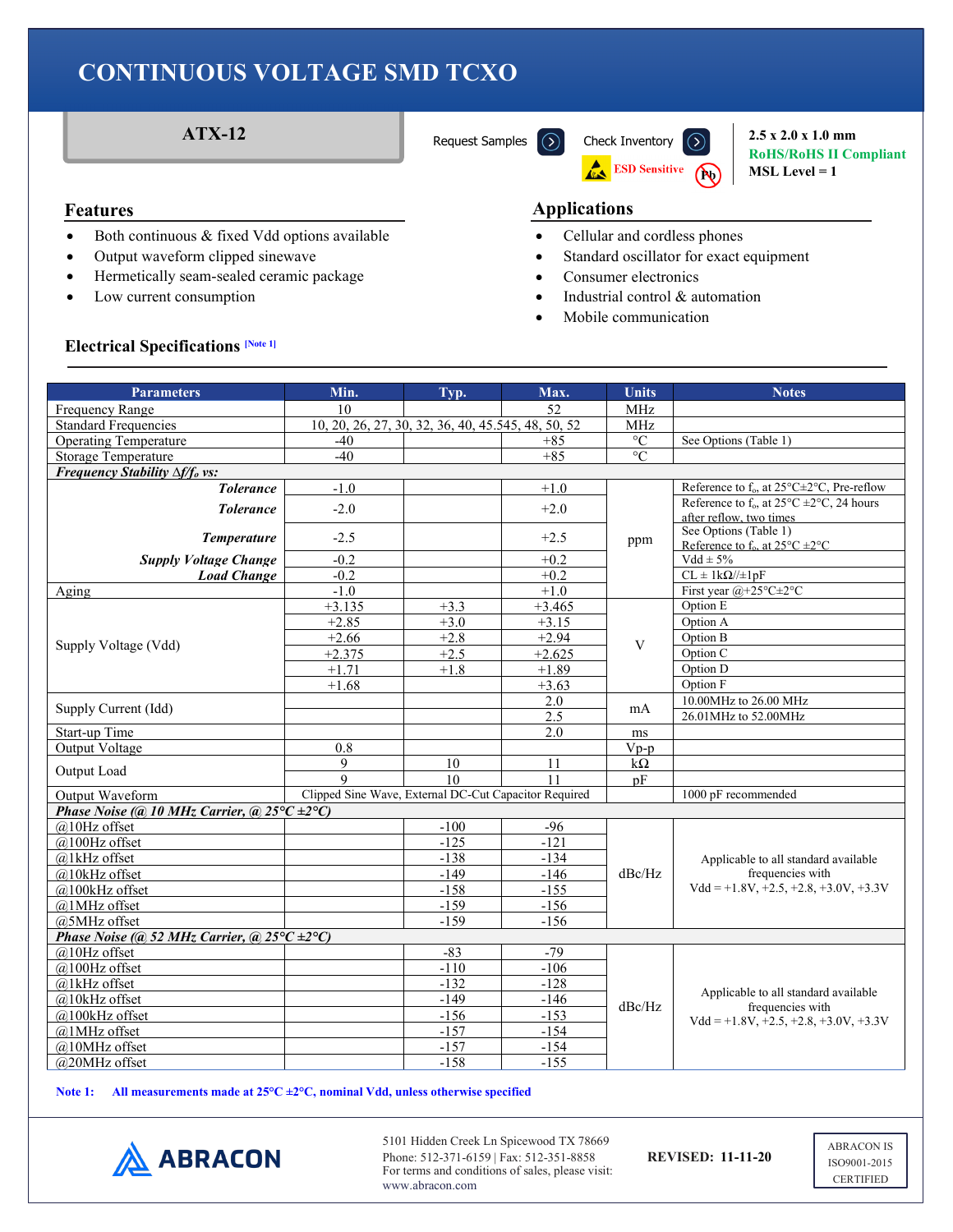# CONTINUOUS VOLTAGE SMD TCXO

## ATX-12

Request Samples | Check Inventory

ESD Sensitive

**2.5 x 2.0 x 1.0 mm**
**RoHS/RoHS II Compliant**
**MSL Level = 1**

## Features

- Both continuous & fixed Vdd options available
- Output waveform clipped sinewave
- Hermetically seam-sealed ceramic package
- Low current consumption

## Applications

- Cellular and cordless phones
- Standard oscillator for exact equipment
- Consumer electronics
- Industrial control & automation
- Mobile communication

### Electrical Specifications [Note 1]

| Parameters | Min. | Typ. | Max. | Units | Notes |
|---|---|---|---|---|---|
| Frequency Range | 10 | | 52 | MHz | |
| Standard Frequencies | 10, 20, 26, 27, 30, 32, 36, 40, 45.545, 48, 50, 52 | | | MHz | |
| Operating Temperature | -40 | | +85 | °C | See Options (Table 1) |
| Storage Temperature | -40 | | +85 | °C | |
| ***Frequency Stability Δf/f₀ vs:*** | | | | | |
| ***Tolerance*** | -1.0 | | +1.0 | ppm | Reference to $f_o$, at 25°C±2°C, Pre-reflow |
| ***Tolerance*** | -2.0 | | +2.0 | ppm | Reference to $f_o$, at 25°C ±2°C, 24 hours after reflow, two times |
| ***Temperature*** | -2.5 | | +2.5 | ppm | See Options (Table 1) Reference to $f_o$, at 25°C ±2°C |
| ***Supply Voltage Change*** | -0.2 | | +0.2 | ppm | Vdd ± 5% |
| ***Load Change*** | -0.2 | | +0.2 | ppm | CL ± 1kΩ//±1pF |
| Aging | -1.0 | | +1.0 | ppm | First year @+25°C±2°C |
| Supply Voltage (Vdd) | +3.135 | +3.3 | +3.465 | V | Option E |
| | +2.85 | +3.0 | +3.15 | V | Option A |
| | +2.66 | +2.8 | +2.94 | V | Option B |
| | +2.375 | +2.5 | +2.625 | V | Option C |
| | +1.71 | +1.8 | +1.89 | V | Option D |
| | +1.68 | | +3.63 | V | Option F |
| Supply Current (Idd) | | | 2.0 | mA | 10.00MHz to 26.00 MHz |
| | | | 2.5 | mA | 26.01MHz to 52.00MHz |
| Start-up Time | | | 2.0 | ms | |
| Output Voltage | 0.8 | | | Vp-p | |
| Output Load | 9 | 10 | 11 | kΩ | |
| | 9 | 10 | 11 | pF | |
| Output Waveform | Clipped Sine Wave, External DC-Cut Capacitor Required | | | | 1000 pF recommended |
| ***Phase Noise (@ 10 MHz Carrier, @ 25°C ±2°C)*** | | | | | |
| @10Hz offset | | -100 | -96 | dBc/Hz | Applicable to all standard available frequencies with Vdd = +1.8V, +2.5, +2.8, +3.0V, +3.3V |
| @100Hz offset | | -125 | -121 | dBc/Hz | |
| @1kHz offset | | -138 | -134 | dBc/Hz | |
| @10kHz offset | | -149 | -146 | dBc/Hz | |
| @100kHz offset | | -158 | -155 | dBc/Hz | |
| @1MHz offset | | -159 | -156 | dBc/Hz | |
| @5MHz offset | | -159 | -156 | dBc/Hz | |
| ***Phase Noise (@ 52 MHz Carrier, @ 25°C ±2°C)*** | | | | | |
| @10Hz offset | | -83 | -79 | dBc/Hz | Applicable to all standard available frequencies with Vdd = +1.8V, +2.5, +2.8, +3.0V, +3.3V |
| @100Hz offset | | -110 | -106 | dBc/Hz | |
| @1kHz offset | | -132 | -128 | dBc/Hz | |
| @10kHz offset | | -149 | -146 | dBc/Hz | |
| @100kHz offset | | -156 | -153 | dBc/Hz | |
| @1MHz offset | | -157 | -154 | dBc/Hz | |
| @10MHz offset | | -157 | -154 | dBc/Hz | |
| @20MHz offset | | -158 | -155 | dBc/Hz | |

**Note 1: All measurements made at 25°C ±2°C, nominal Vdd, unless otherwise specified**

ABRACON

5101 Hidden Creek Ln Spicewood TX 78669
Phone: 512-371-6159 | Fax: 512-351-8858
For terms and conditions of sales, please visit: www.abracon.com

**REVISED: 11-11-20**

ABRACON IS ISO9001-2015 CERTIFIED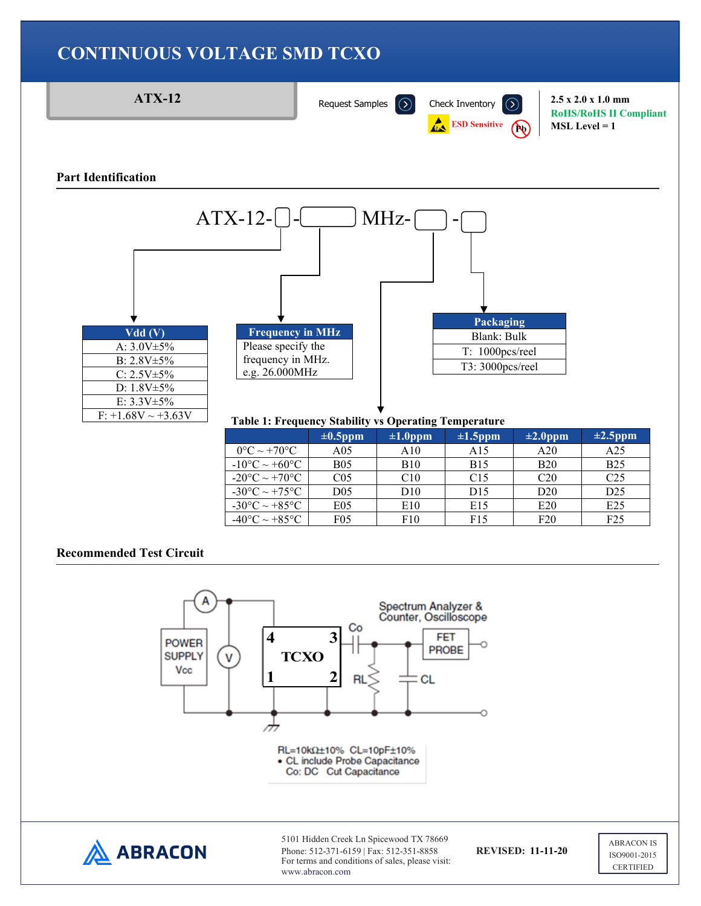# CONTINUOUS VOLTAGE SMD TCXO

**ATX-12**

Request Samples | Check Inventory

ESD Sensitive

**2.5 x 2.0 x 1.0 mm**
**RoHS/RoHS II Compliant**
**MSL Level = 1**

## Part Identification

ATX-12-☐-☐ MHz-☐-☐

| Vdd (V) |
|---|
| A: 3.0V±5% |
| B: 2.8V±5% |
| C: 2.5V±5% |
| D: 1.8V±5% |
| E: 3.3V±5% |
| F: +1.68V ~ +3.63V |

| Frequency in MHz |
|---|
| Please specify the frequency in MHz. e.g. 26.000MHz |

| Packaging |
|---|
| Blank: Bulk |
| T: 1000pcs/reel |
| T3: 3000pcs/reel |

**Table 1: Frequency Stability vs Operating Temperature**

| | ±0.5ppm | ±1.0ppm | ±1.5ppm | ±2.0ppm | ±2.5ppm |
|---|---|---|---|---|---|
| 0°C ~ +70°C | A05 | A10 | A15 | A20 | A25 |
| -10°C ~ +60°C | B05 | B10 | B15 | B20 | B25 |
| -20°C ~ +70°C | C05 | C10 | C15 | C20 | C25 |
| -30°C ~ +75°C | D05 | D10 | D15 | D20 | D25 |
| -30°C ~ +85°C | E05 | E10 | E15 | E20 | E25 |
| -40°C ~ +85°C | F05 | F10 | F15 | F20 | F25 |

## Recommended Test Circuit

POWER SUPPLY Vcc, A, V, TCXO (pins 1, 2, 3, 4), Co, RL, CL, FET PROBE, Spectrum Analyzer & Counter, Oscilloscope

RL=10kΩ±10% CL=10pF±10%
• CL include Probe Capacitance
Co: DC Cut Capacitance

ABRACON

5101 Hidden Creek Ln Spicewood TX 78669
Phone: 512-371-6159 | Fax: 512-351-8858
For terms and conditions of sales, please visit: www.abracon.com

**REVISED: 11-11-20**

ABRACON IS ISO9001-2015 CERTIFIED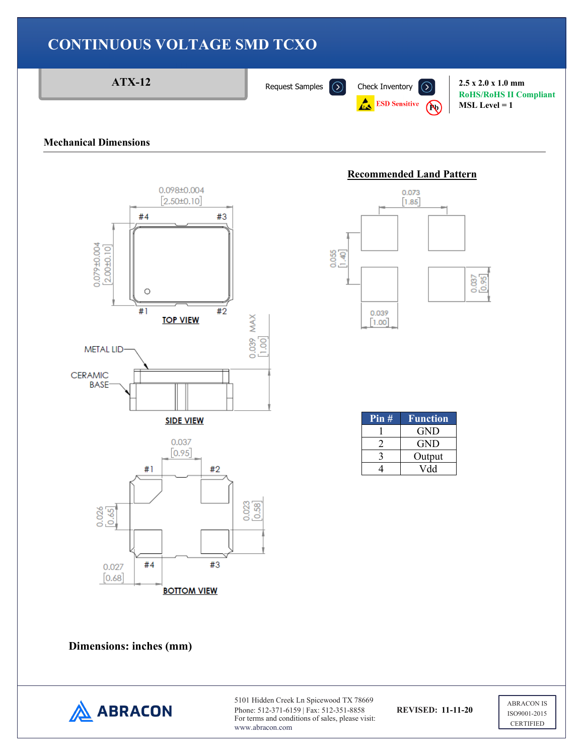# CONTINUOUS VOLTAGE SMD TCXO

**ATX-12**

Request Samples | Check Inventory

ESD Sensitive

2.5 x 2.0 x 1.0 mm
RoHS/RoHS II Compliant
MSL Level = 1

## Mechanical Dimensions

0.098±0.004 [2.50±0.10]

#4 #3

0.079±0.004 [2.00±0.10]

#1 #2

TOP VIEW

METAL LID

CERAMIC BASE

0.039 MAX [1.00]

SIDE VIEW

0.037 [0.95]

#1 #2

0.026 [0.65]

0.023 [0.58]

#4 #3

0.027 [0.68]

BOTTOM VIEW

**Recommended Land Pattern**

0.073 [1.85]

0.055 [1.40]

0.037 [0.95]

0.039 [1.00]

| Pin # | Function |
|---|---|
| 1 | GND |
| 2 | GND |
| 3 | Output |
| 4 | Vdd |

**Dimensions: inches (mm)**

ABRACON

5101 Hidden Creek Ln Spicewood TX 78669
Phone: 512-371-6159 | Fax: 512-351-8858
For terms and conditions of sales, please visit:
www.abracon.com

**REVISED: 11-11-20**

ABRACON IS ISO9001-2015 CERTIFIED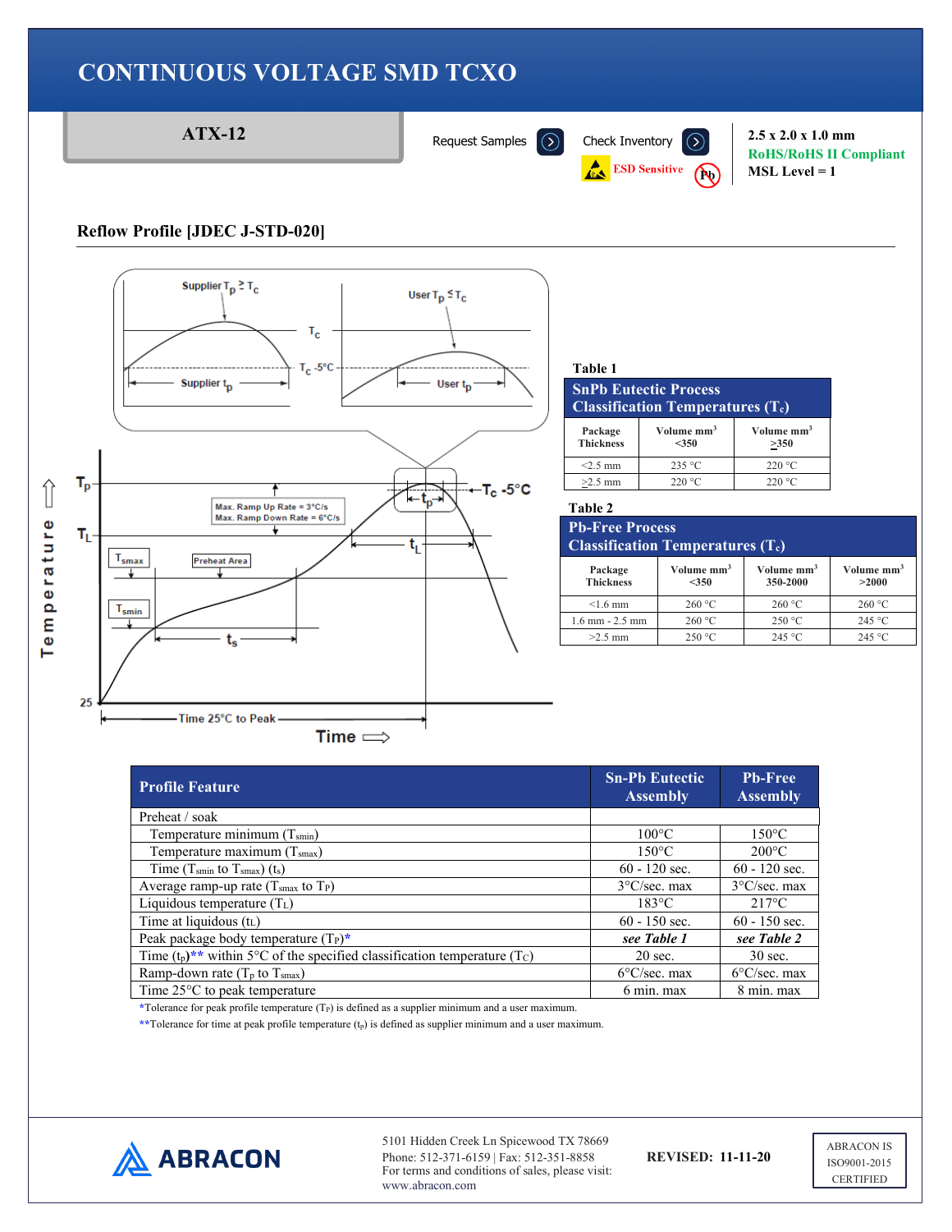# CONTINUOUS VOLTAGE SMD TCXO

**ATX-12**

Request Samples | Check Inventory | ESD Sensitive

2.5 x 2.0 x 1.0 mm
RoHS/RoHS II Compliant
MSL Level = 1

## Reflow Profile [JDEC J-STD-020]

**Table 1**

| SnPb Eutectic Process Classification Temperatures ($T_c$) | | |
|---|---|---|
| Package Thickness | Volume mm³ <350 | Volume mm³ ≥350 |
| <2.5 mm | 235 °C | 220 °C |
| ≥2.5 mm | 220 °C | 220 °C |

**Table 2**

| Pb-Free Process Classification Temperatures ($T_c$) | | | |
|---|---|---|---|
| Package Thickness | Volume mm³ <350 | Volume mm³ 350-2000 | Volume mm³ >2000 |
| <1.6 mm | 260 °C | 260 °C | 260 °C |
| 1.6 mm - 2.5 mm | 260 °C | 250 °C | 245 °C |
| >2.5 mm | 250 °C | 245 °C | 245 °C |

| Profile Feature | Sn-Pb Eutectic Assembly | Pb-Free Assembly |
|---|---|---|
| Preheat / soak | | |
| Temperature minimum ($T_{smin}$) | 100°C | 150°C |
| Temperature maximum ($T_{smax}$) | 150°C | 200°C |
| Time ($T_{smin}$ to $T_{smax}$) ($t_s$) | 60 - 120 sec. | 60 - 120 sec. |
| Average ramp-up rate ($T_{smax}$ to $T_P$) | 3°C/sec. max | 3°C/sec. max |
| Liquidous temperature ($T_L$) | 183°C | 217°C |
| Time at liquidous ($t_L$) | 60 - 150 sec. | 60 - 150 sec. |
| Peak package body temperature ($T_P$)* | *see Table 1* | *see Table 2* |
| Time ($t_p$)** within 5°C of the specified classification temperature ($T_C$) | 20 sec. | 30 sec. |
| Ramp-down rate ($T_p$ to $T_{smax}$) | 6°C/sec. max | 6°C/sec. max |
| Time 25°C to peak temperature | 6 min. max | 8 min. max |

*Tolerance for peak profile temperature ($T_P$) is defined as a supplier minimum and a user maximum.

**Tolerance for time at peak profile temperature ($t_p$) is defined as supplier minimum and a user maximum.

ABRACON

5101 Hidden Creek Ln Spicewood TX 78669
Phone: 512-371-6159 | Fax: 512-351-8858
For terms and conditions of sales, please visit:
www.abracon.com

**REVISED: 11-11-20**

ABRACON IS ISO9001-2015 CERTIFIED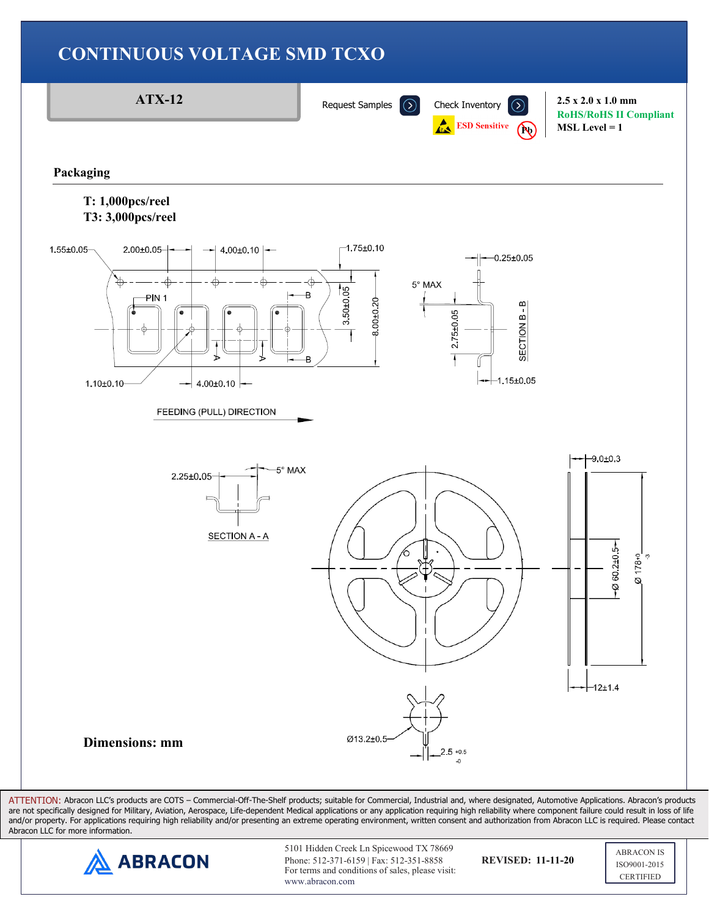# CONTINUOUS VOLTAGE SMD TCXO

**ATX-12**

Request Samples | Check Inventory

ESD Sensitive | Pb

**2.5 x 2.0 x 1.0 mm**
**RoHS/RoHS II Compliant**
**MSL Level = 1**

## Packaging

**T: 1,000pcs/reel**
**T3: 3,000pcs/reel**

1.55±0.05
2.00±0.05
4.00±0.10
1.75±0.10
PIN 1
B
3.50±0.05
8.00±0.20
A
A
B
1.10±0.10
4.00±0.10
FEEDING (PULL) DIRECTION

0.25±0.05
5° MAX
2.75±0.05
SECTION B - B
1.15±0.05

2.25±0.05
5° MAX
SECTION A - A

9.0±0.3
Ø 60.2±0.5
Ø 178+0 -3
12±1.4
Ø13.2±0.5
2.5 +0.5 -0

**Dimensions: mm**

ATTENTION: Abracon LLC's products are COTS – Commercial-Off-The-Shelf products; suitable for Commercial, Industrial and, where designated, Automotive Applications. Abracon's products are not specifically designed for Military, Aviation, Aerospace, Life-dependent Medical applications or any application requiring high reliability where component failure could result in loss of life and/or property. For applications requiring high reliability and/or presenting an extreme operating environment, written consent and authorization from Abracon LLC is required. Please contact Abracon LLC for more information.

ABRACON

5101 Hidden Creek Ln Spicewood TX 78669
Phone: 512-371-6159 | Fax: 512-351-8858
For terms and conditions of sales, please visit:
www.abracon.com

**REVISED: 11-11-20**

ABRACON IS
ISO9001-2015
CERTIFIED